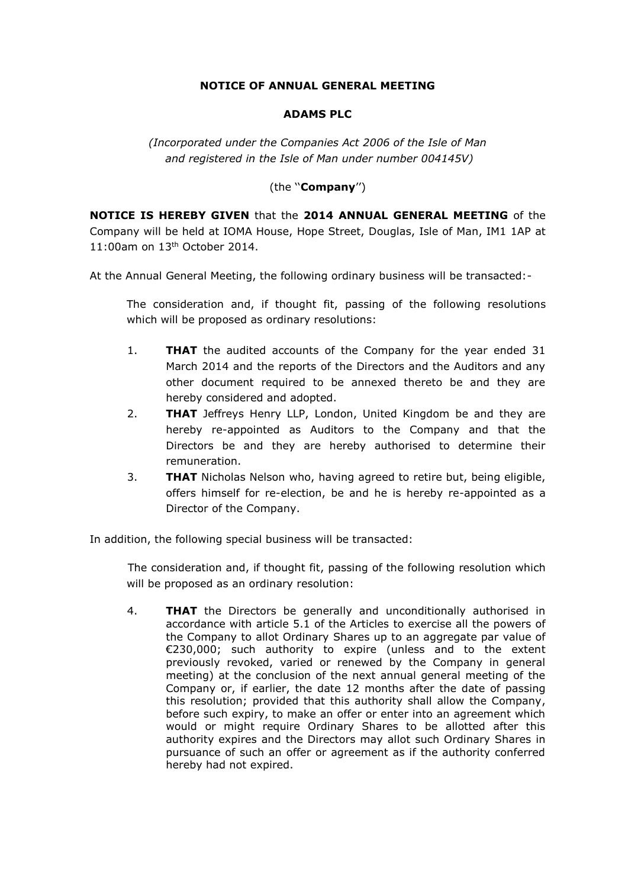**NOTICE OF ANNUAL GENERAL MEETING**

**ADAMS PLC**

*(Incorporated under the Companies Act 2006 of the Isle of Man and registered in the Isle of Man under number 004145V)*

(the "**Company**")

**NOTICE IS HEREBY GIVEN** that the **2014 ANNUAL GENERAL MEETING** of the Company will be held at IOMA House, Hope Street, Douglas, Isle of Man, IM1 1AP at 11:00am on 13th October 2014.

At the Annual General Meeting, the following ordinary business will be transacted:-

The consideration and, if thought fit, passing of the following resolutions which will be proposed as ordinary resolutions:

1. **THAT** the audited accounts of the Company for the year ended 31 March 2014 and the reports of the Directors and the Auditors and any other document required to be annexed thereto be and they are hereby considered and adopted.
2. **THAT** Jeffreys Henry LLP, London, United Kingdom be and they are hereby re-appointed as Auditors to the Company and that the Directors be and they are hereby authorised to determine their remuneration.
3. **THAT** Nicholas Nelson who, having agreed to retire but, being eligible, offers himself for re-election, be and he is hereby re-appointed as a Director of the Company.

In addition, the following special business will be transacted:

The consideration and, if thought fit, passing of the following resolution which will be proposed as an ordinary resolution:

4. **THAT** the Directors be generally and unconditionally authorised in accordance with article 5.1 of the Articles to exercise all the powers of the Company to allot Ordinary Shares up to an aggregate par value of €230,000; such authority to expire (unless and to the extent previously revoked, varied or renewed by the Company in general meeting) at the conclusion of the next annual general meeting of the Company or, if earlier, the date 12 months after the date of passing this resolution; provided that this authority shall allow the Company, before such expiry, to make an offer or enter into an agreement which would or might require Ordinary Shares to be allotted after this authority expires and the Directors may allot such Ordinary Shares in pursuance of such an offer or agreement as if the authority conferred hereby had not expired.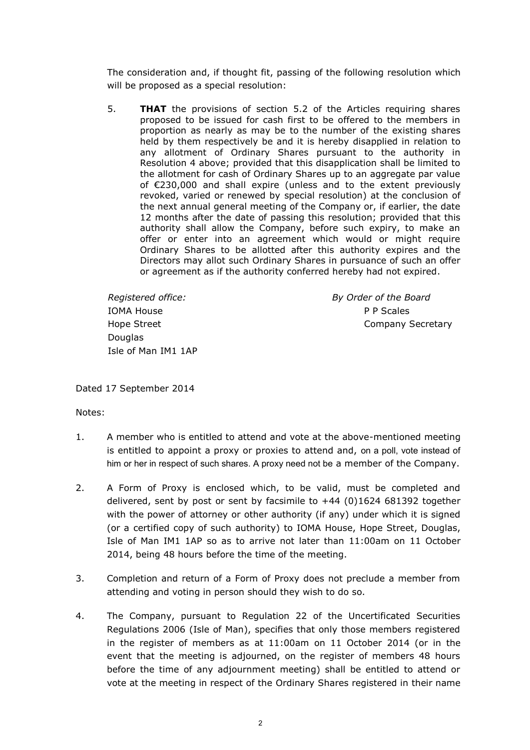The consideration and, if thought fit, passing of the following resolution which will be proposed as a special resolution:

5. **THAT** the provisions of section 5.2 of the Articles requiring shares proposed to be issued for cash first to be offered to the members in proportion as nearly as may be to the number of the existing shares held by them respectively be and it is hereby disapplied in relation to any allotment of Ordinary Shares pursuant to the authority in Resolution 4 above; provided that this disapplication shall be limited to the allotment for cash of Ordinary Shares up to an aggregate par value of €230,000 and shall expire (unless and to the extent previously revoked, varied or renewed by special resolution) at the conclusion of the next annual general meeting of the Company or, if earlier, the date 12 months after the date of passing this resolution; provided that this authority shall allow the Company, before such expiry, to make an offer or enter into an agreement which would or might require Ordinary Shares to be allotted after this authority expires and the Directors may allot such Ordinary Shares in pursuance of such an offer or agreement as if the authority conferred hereby had not expired.

*Registered office:*
IOMA House
Hope Street
Douglas
Isle of Man IM1 1AP

*By Order of the Board*
P P Scales
Company Secretary

Dated 17 September 2014

Notes:

1. A member who is entitled to attend and vote at the above-mentioned meeting is entitled to appoint a proxy or proxies to attend and, on a poll, vote instead of him or her in respect of such shares. A proxy need not be a member of the Company.

2. A Form of Proxy is enclosed which, to be valid, must be completed and delivered, sent by post or sent by facsimile to +44 (0)1624 681392 together with the power of attorney or other authority (if any) under which it is signed (or a certified copy of such authority) to IOMA House, Hope Street, Douglas, Isle of Man IM1 1AP so as to arrive not later than 11:00am on 11 October 2014, being 48 hours before the time of the meeting.

3. Completion and return of a Form of Proxy does not preclude a member from attending and voting in person should they wish to do so.

4. The Company, pursuant to Regulation 22 of the Uncertificated Securities Regulations 2006 (Isle of Man), specifies that only those members registered in the register of members as at 11:00am on 11 October 2014 (or in the event that the meeting is adjourned, on the register of members 48 hours before the time of any adjournment meeting) shall be entitled to attend or vote at the meeting in respect of the Ordinary Shares registered in their name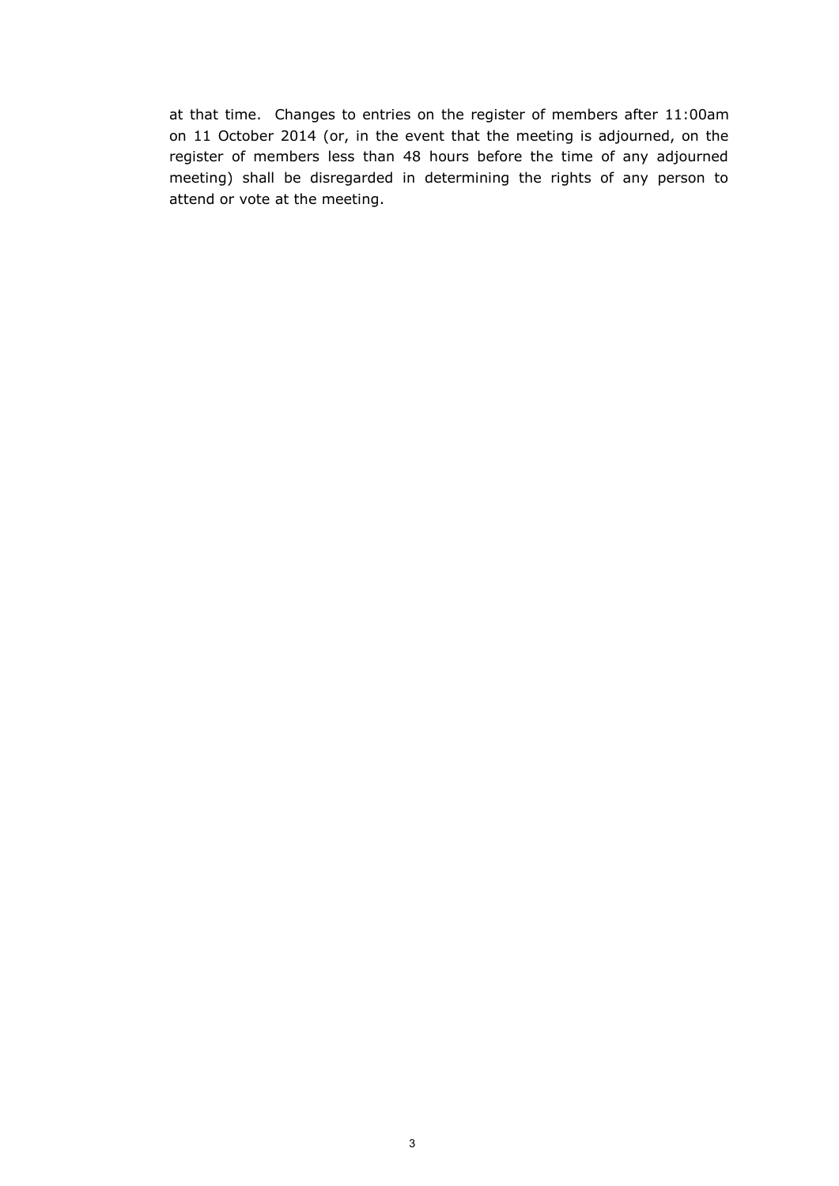at that time. Changes to entries on the register of members after 11:00am on 11 October 2014 (or, in the event that the meeting is adjourned, on the register of members less than 48 hours before the time of any adjourned meeting) shall be disregarded in determining the rights of any person to attend or vote at the meeting.